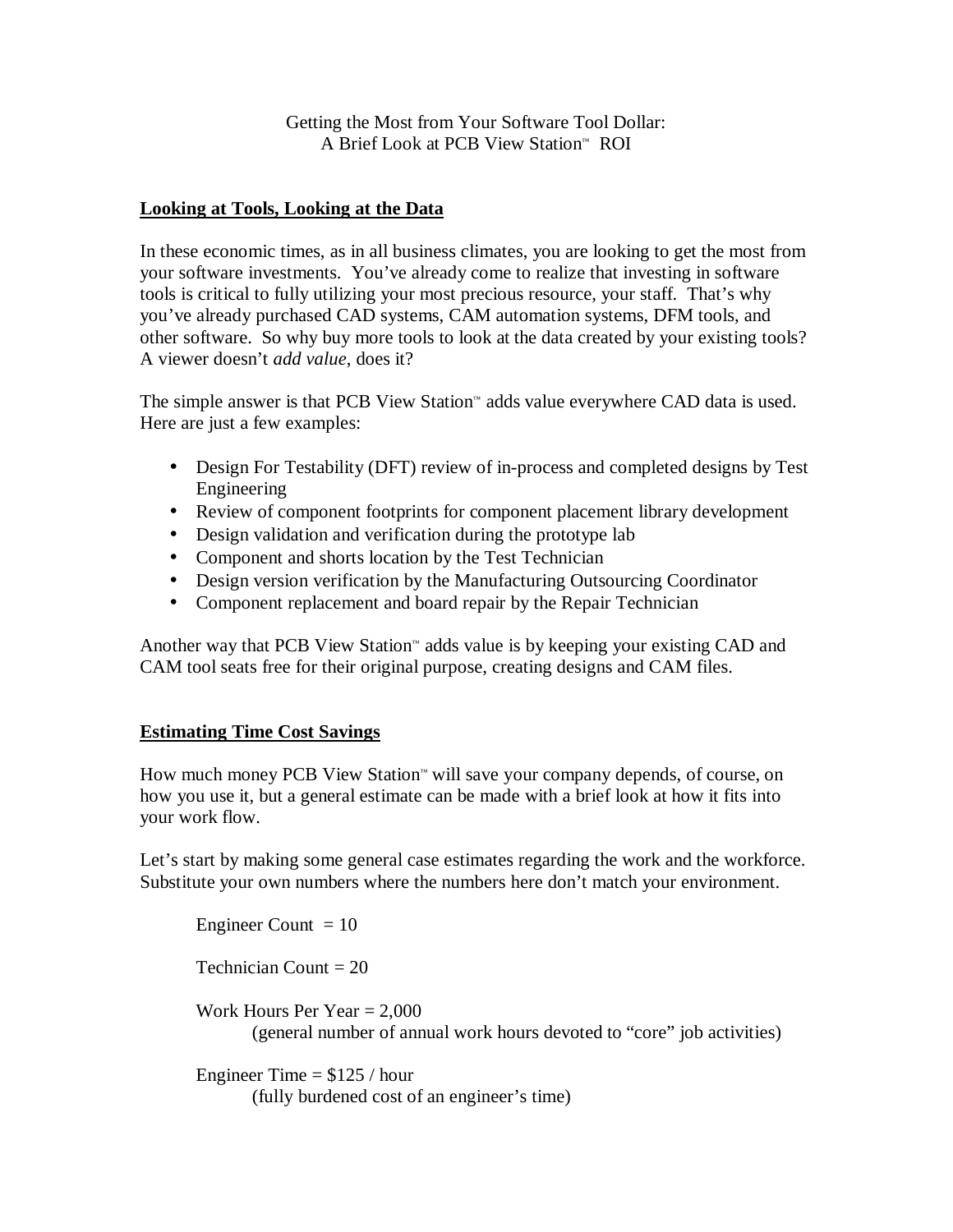Getting the Most from Your Software Tool Dollar:
A Brief Look at PCB View Station™ ROI

## Looking at Tools, Looking at the Data

In these economic times, as in all business climates, you are looking to get the most from your software investments. You've already come to realize that investing in software tools is critical to fully utilizing your most precious resource, your staff. That's why you've already purchased CAD systems, CAM automation systems, DFM tools, and other software. So why buy more tools to look at the data created by your existing tools? A viewer doesn't *add value*, does it?

The simple answer is that PCB View Station™ adds value everywhere CAD data is used. Here are just a few examples:

- Design For Testability (DFT) review of in-process and completed designs by Test Engineering
- Review of component footprints for component placement library development
- Design validation and verification during the prototype lab
- Component and shorts location by the Test Technician
- Design version verification by the Manufacturing Outsourcing Coordinator
- Component replacement and board repair by the Repair Technician

Another way that PCB View Station™ adds value is by keeping your existing CAD and CAM tool seats free for their original purpose, creating designs and CAM files.

## Estimating Time Cost Savings

How much money PCB View Station™ will save your company depends, of course, on how you use it, but a general estimate can be made with a brief look at how it fits into your work flow.

Let's start by making some general case estimates regarding the work and the workforce. Substitute your own numbers where the numbers here don't match your environment.

Engineer Count = 10

Technician Count = 20

Work Hours Per Year = 2,000
(general number of annual work hours devoted to "core" job activities)

Engineer Time = $125 / hour
(fully burdened cost of an engineer's time)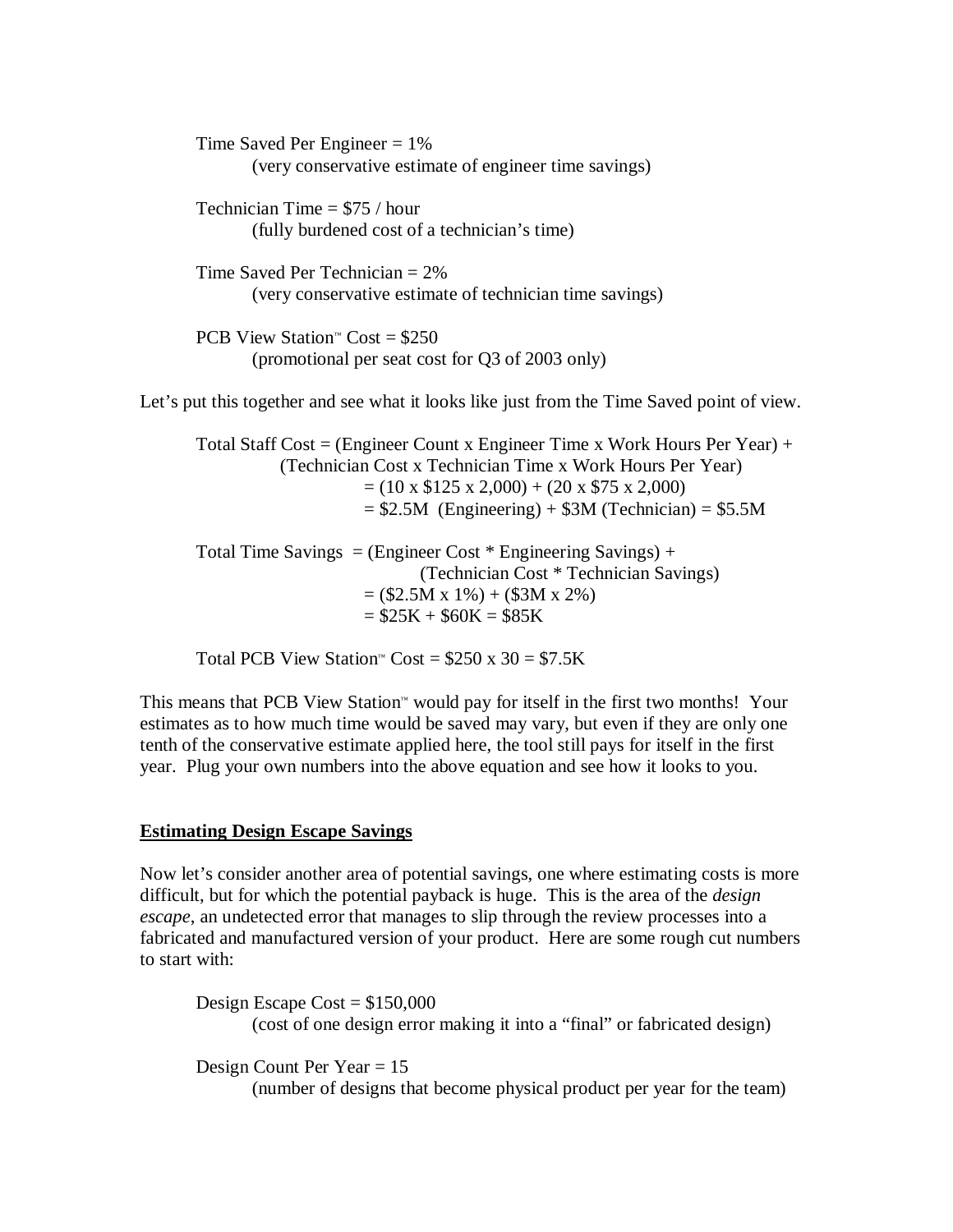Time Saved Per Engineer = 1%
(very conservative estimate of engineer time savings)

Technician Time = $75 / hour
(fully burdened cost of a technician's time)

Time Saved Per Technician = 2%
(very conservative estimate of technician time savings)

PCB View Station™ Cost = $250
(promotional per seat cost for Q3 of 2003 only)

Let's put this together and see what it looks like just from the Time Saved point of view.

Total Staff Cost = (Engineer Count x Engineer Time x Work Hours Per Year) + (Technician Cost x Technician Time x Work Hours Per Year)
= (10 x $125 x 2,000) + (20 x $75 x 2,000)
= $2.5M (Engineering) + $3M (Technician) = $5.5M

Total Time Savings = (Engineer Cost * Engineering Savings) + (Technician Cost * Technician Savings)
= ($2.5M x 1%) + ($3M x 2%)
= $25K + $60K = $85K

Total PCB View Station™ Cost = $250 x 30 = $7.5K

This means that PCB View Station™ would pay for itself in the first two months! Your estimates as to how much time would be saved may vary, but even if they are only one tenth of the conservative estimate applied here, the tool still pays for itself in the first year. Plug your own numbers into the above equation and see how it looks to you.

## Estimating Design Escape Savings

Now let's consider another area of potential savings, one where estimating costs is more difficult, but for which the potential payback is huge. This is the area of the *design escape*, an undetected error that manages to slip through the review processes into a fabricated and manufactured version of your product. Here are some rough cut numbers to start with:

Design Escape Cost = $150,000
(cost of one design error making it into a "final" or fabricated design)

Design Count Per Year = 15
(number of designs that become physical product per year for the team)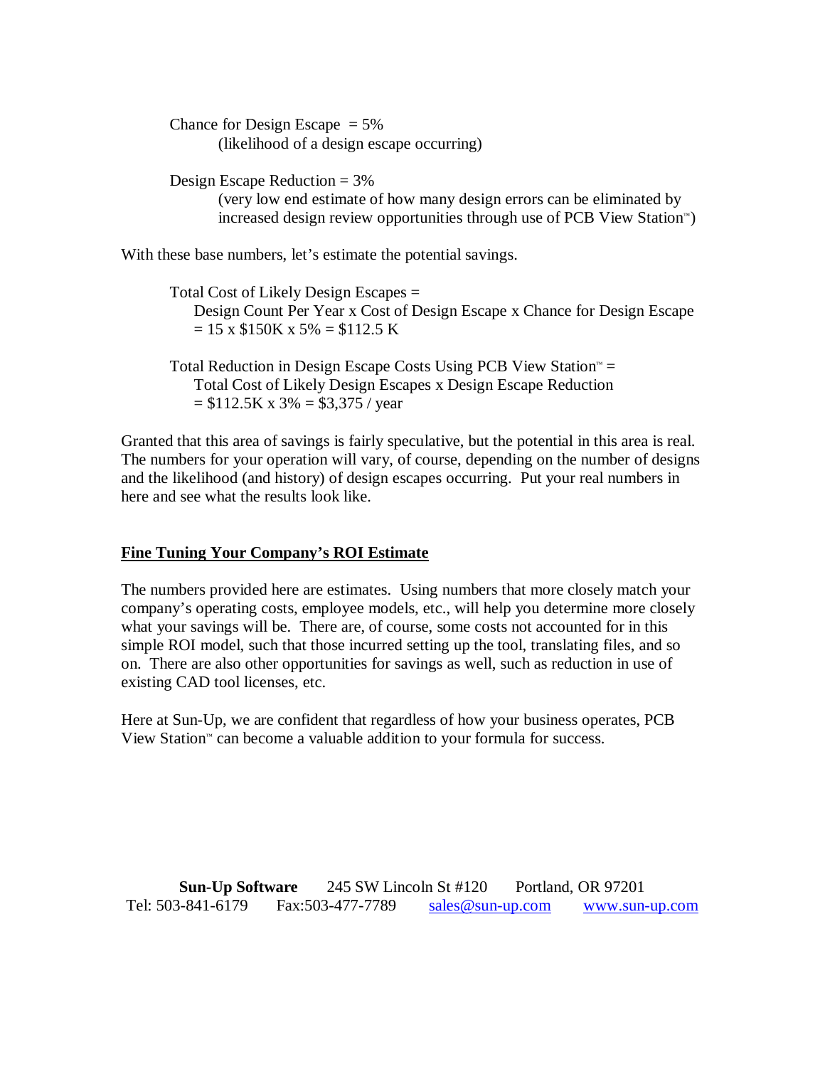Chance for Design Escape = 5%
(likelihood of a design escape occurring)

Design Escape Reduction = 3%
(very low end estimate of how many design errors can be eliminated by increased design review opportunities through use of PCB View Station™)

With these base numbers, let's estimate the potential savings.

Total Cost of Likely Design Escapes =
Design Count Per Year x Cost of Design Escape x Chance for Design Escape
= 15 x $150K x 5% = $112.5 K

Total Reduction in Design Escape Costs Using PCB View Station™ =
Total Cost of Likely Design Escapes x Design Escape Reduction
= $112.5K x 3% = $3,375 / year

Granted that this area of savings is fairly speculative, but the potential in this area is real. The numbers for your operation will vary, of course, depending on the number of designs and the likelihood (and history) of design escapes occurring. Put your real numbers in here and see what the results look like.

## Fine Tuning Your Company's ROI Estimate

The numbers provided here are estimates. Using numbers that more closely match your company's operating costs, employee models, etc., will help you determine more closely what your savings will be. There are, of course, some costs not accounted for in this simple ROI model, such that those incurred setting up the tool, translating files, and so on. There are also other opportunities for savings as well, such as reduction in use of existing CAD tool licenses, etc.

Here at Sun-Up, we are confident that regardless of how your business operates, PCB View Station™ can become a valuable addition to your formula for success.

**Sun-Up Software** 245 SW Lincoln St #120 Portland, OR 97201
Tel: 503-841-6179 Fax:503-477-7789 sales@sun-up.com www.sun-up.com